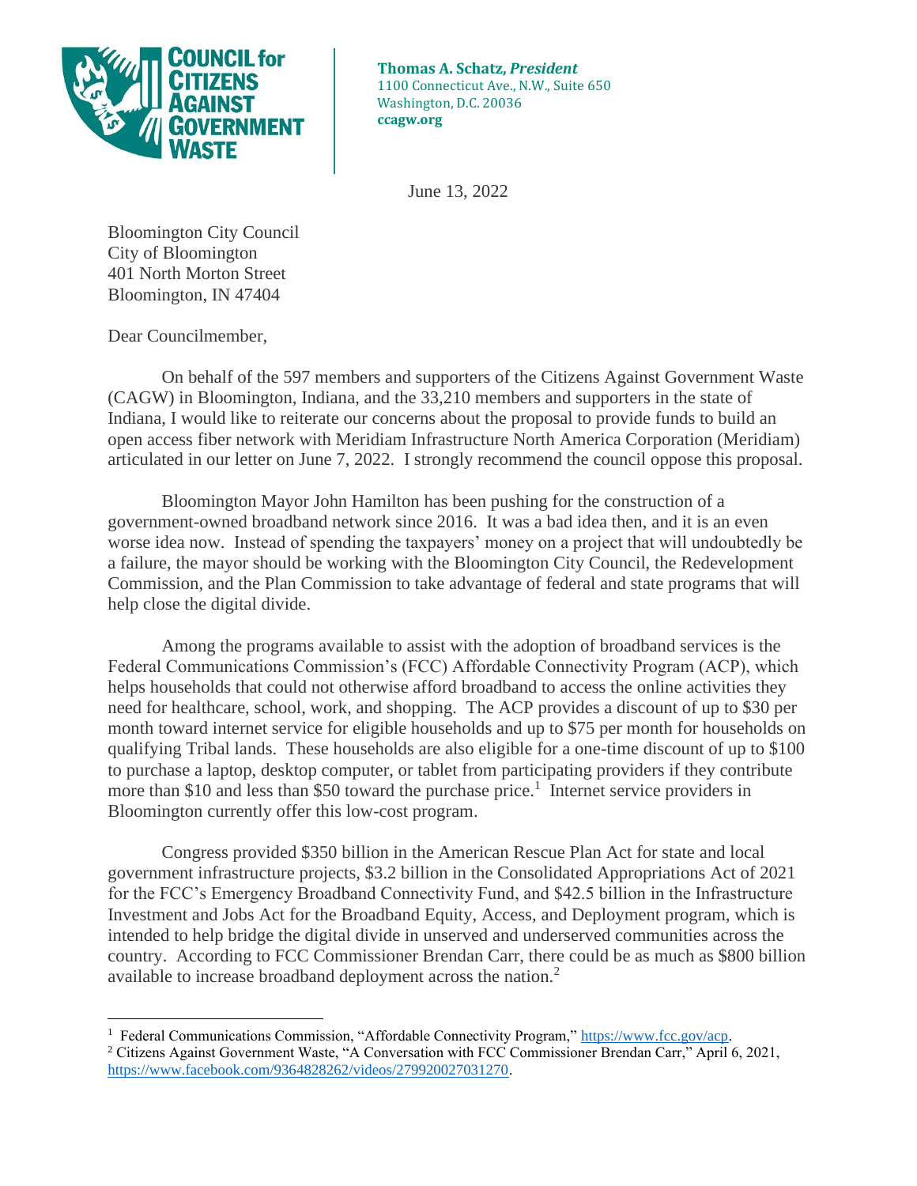**COUNCIL for CITIZENS AGAINST GOVERNMENT WASTE**

**Thomas A. Schatz, *President***
1100 Connecticut Ave., N.W., Suite 650
Washington, D.C. 20036
**ccagw.org**

June 13, 2022

Bloomington City Council
City of Bloomington
401 North Morton Street
Bloomington, IN 47404

Dear Councilmember,

On behalf of the 597 members and supporters of the Citizens Against Government Waste (CAGW) in Bloomington, Indiana, and the 33,210 members and supporters in the state of Indiana, I would like to reiterate our concerns about the proposal to provide funds to build an open access fiber network with Meridiam Infrastructure North America Corporation (Meridiam) articulated in our letter on June 7, 2022. I strongly recommend the council oppose this proposal.

Bloomington Mayor John Hamilton has been pushing for the construction of a government-owned broadband network since 2016. It was a bad idea then, and it is an even worse idea now. Instead of spending the taxpayers' money on a project that will undoubtedly be a failure, the mayor should be working with the Bloomington City Council, the Redevelopment Commission, and the Plan Commission to take advantage of federal and state programs that will help close the digital divide.

Among the programs available to assist with the adoption of broadband services is the Federal Communications Commission's (FCC) Affordable Connectivity Program (ACP), which helps households that could not otherwise afford broadband to access the online activities they need for healthcare, school, work, and shopping. The ACP provides a discount of up to $30 per month toward internet service for eligible households and up to $75 per month for households on qualifying Tribal lands. These households are also eligible for a one-time discount of up to $100 to purchase a laptop, desktop computer, or tablet from participating providers if they contribute more than $10 and less than $50 toward the purchase price.[1] Internet service providers in Bloomington currently offer this low-cost program.

Congress provided $350 billion in the American Rescue Plan Act for state and local government infrastructure projects, $3.2 billion in the Consolidated Appropriations Act of 2021 for the FCC's Emergency Broadband Connectivity Fund, and $42.5 billion in the Infrastructure Investment and Jobs Act for the Broadband Equity, Access, and Deployment program, which is intended to help bridge the digital divide in unserved and underserved communities across the country. According to FCC Commissioner Brendan Carr, there could be as much as $800 billion available to increase broadband deployment across the nation.[2]

---

[1] Federal Communications Commission, "Affordable Connectivity Program," https://www.fcc.gov/acp.

[2] Citizens Against Government Waste, "A Conversation with FCC Commissioner Brendan Carr," April 6, 2021, https://www.facebook.com/9364828262/videos/279920027031270.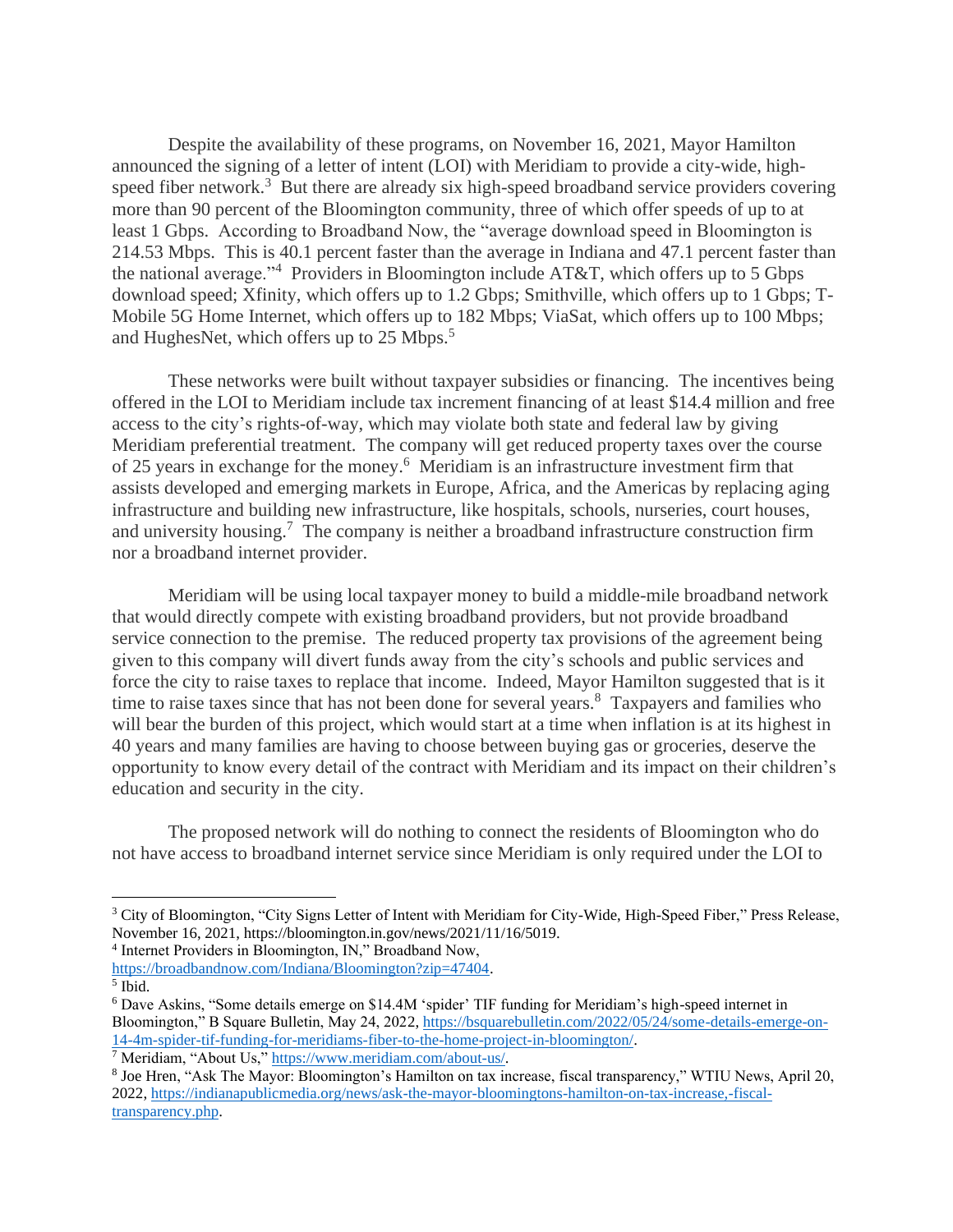Despite the availability of these programs, on November 16, 2021, Mayor Hamilton announced the signing of a letter of intent (LOI) with Meridiam to provide a city-wide, high-speed fiber network.[3] But there are already six high-speed broadband service providers covering more than 90 percent of the Bloomington community, three of which offer speeds of up to at least 1 Gbps. According to Broadband Now, the "average download speed in Bloomington is 214.53 Mbps. This is 40.1 percent faster than the average in Indiana and 47.1 percent faster than the national average."[4] Providers in Bloomington include AT&T, which offers up to 5 Gbps download speed; Xfinity, which offers up to 1.2 Gbps; Smithville, which offers up to 1 Gbps; T-Mobile 5G Home Internet, which offers up to 182 Mbps; ViaSat, which offers up to 100 Mbps; and HughesNet, which offers up to 25 Mbps.[5]

These networks were built without taxpayer subsidies or financing. The incentives being offered in the LOI to Meridiam include tax increment financing of at least $14.4 million and free access to the city's rights-of-way, which may violate both state and federal law by giving Meridiam preferential treatment. The company will get reduced property taxes over the course of 25 years in exchange for the money.[6] Meridiam is an infrastructure investment firm that assists developed and emerging markets in Europe, Africa, and the Americas by replacing aging infrastructure and building new infrastructure, like hospitals, schools, nurseries, court houses, and university housing.[7] The company is neither a broadband infrastructure construction firm nor a broadband internet provider.

Meridiam will be using local taxpayer money to build a middle-mile broadband network that would directly compete with existing broadband providers, but not provide broadband service connection to the premise. The reduced property tax provisions of the agreement being given to this company will divert funds away from the city's schools and public services and force the city to raise taxes to replace that income. Indeed, Mayor Hamilton suggested that is it time to raise taxes since that has not been done for several years.[8] Taxpayers and families who will bear the burden of this project, which would start at a time when inflation is at its highest in 40 years and many families are having to choose between buying gas or groceries, deserve the opportunity to know every detail of the contract with Meridiam and its impact on their children's education and security in the city.

The proposed network will do nothing to connect the residents of Bloomington who do not have access to broadband internet service since Meridiam is only required under the LOI to

---

[3] City of Bloomington, "City Signs Letter of Intent with Meridiam for City-Wide, High-Speed Fiber," Press Release, November 16, 2021, https://bloomington.in.gov/news/2021/11/16/5019.

[4] Internet Providers in Bloomington, IN," Broadband Now, https://broadbandnow.com/Indiana/Bloomington?zip=47404.

[5] Ibid.

[6] Dave Askins, "Some details emerge on $14.4M 'spider' TIF funding for Meridiam's high-speed internet in Bloomington," B Square Bulletin, May 24, 2022, https://bsquarebulletin.com/2022/05/24/some-details-emerge-on-14-4m-spider-tif-funding-for-meridiams-fiber-to-the-home-project-in-bloomington/.

[7] Meridiam, "About Us," https://www.meridiam.com/about-us/.

[8] Joe Hren, "Ask The Mayor: Bloomington's Hamilton on tax increase, fiscal transparency," WTIU News, April 20, 2022, https://indianapublicmedia.org/news/ask-the-mayor-bloomingtons-hamilton-on-tax-increase,-fiscal-transparency.php.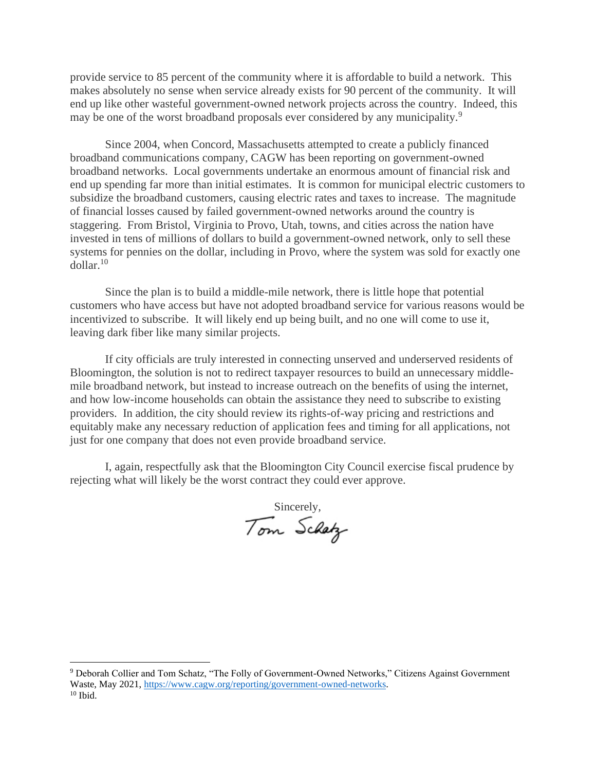provide service to 85 percent of the community where it is affordable to build a network. This makes absolutely no sense when service already exists for 90 percent of the community. It will end up like other wasteful government-owned network projects across the country. Indeed, this may be one of the worst broadband proposals ever considered by any municipality.[9]

Since 2004, when Concord, Massachusetts attempted to create a publicly financed broadband communications company, CAGW has been reporting on government-owned broadband networks. Local governments undertake an enormous amount of financial risk and end up spending far more than initial estimates. It is common for municipal electric customers to subsidize the broadband customers, causing electric rates and taxes to increase. The magnitude of financial losses caused by failed government-owned networks around the country is staggering. From Bristol, Virginia to Provo, Utah, towns, and cities across the nation have invested in tens of millions of dollars to build a government-owned network, only to sell these systems for pennies on the dollar, including in Provo, where the system was sold for exactly one dollar.[10]

Since the plan is to build a middle-mile network, there is little hope that potential customers who have access but have not adopted broadband service for various reasons would be incentivized to subscribe. It will likely end up being built, and no one will come to use it, leaving dark fiber like many similar projects.

If city officials are truly interested in connecting unserved and underserved residents of Bloomington, the solution is not to redirect taxpayer resources to build an unnecessary middle-mile broadband network, but instead to increase outreach on the benefits of using the internet, and how low-income households can obtain the assistance they need to subscribe to existing providers. In addition, the city should review its rights-of-way pricing and restrictions and equitably make any necessary reduction of application fees and timing for all applications, not just for one company that does not even provide broadband service.

I, again, respectfully ask that the Bloomington City Council exercise fiscal prudence by rejecting what will likely be the worst contract they could ever approve.

Sincerely,

Tom Schatz

---

[9] Deborah Collier and Tom Schatz, "The Folly of Government-Owned Networks," Citizens Against Government Waste, May 2021, https://www.cagw.org/reporting/government-owned-networks.

[10] Ibid.